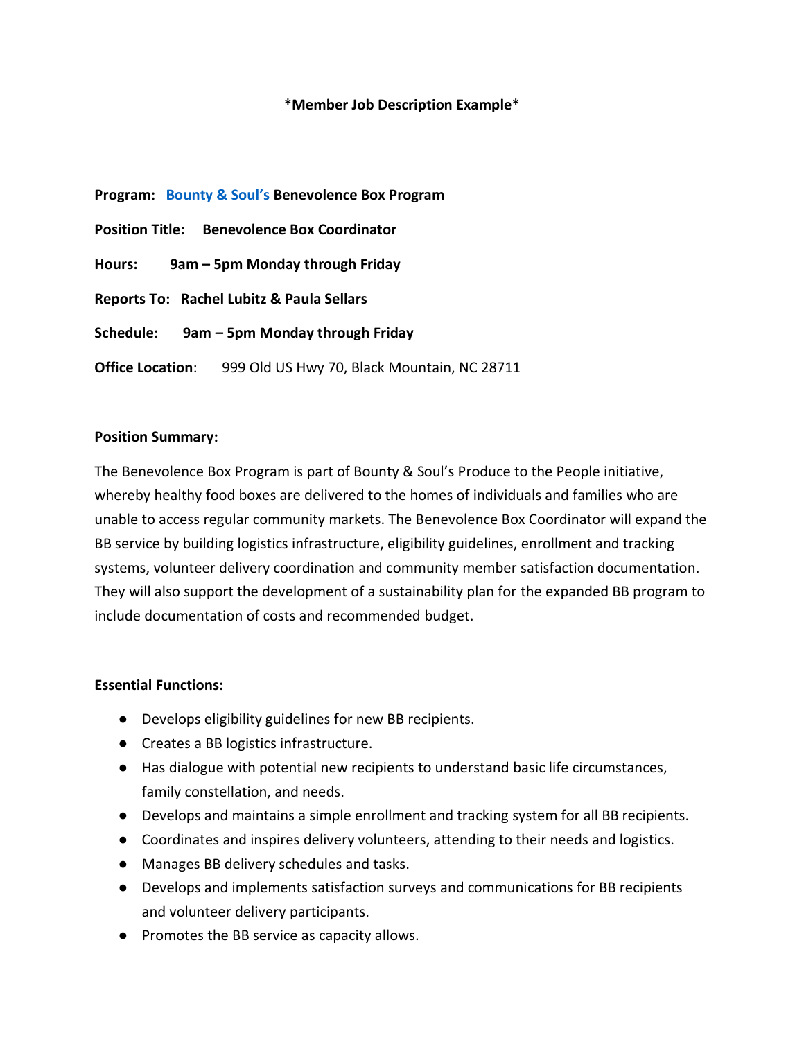**\*Member Job Description Example\***

**Program:** **Bounty & Soul's Benevolence Box Program**

**Position Title:** **Benevolence Box Coordinator**

**Hours:** **9am – 5pm Monday through Friday**

**Reports To:** **Rachel Lubitz & Paula Sellars**

**Schedule:** **9am – 5pm Monday through Friday**

**Office Location**: 999 Old US Hwy 70, Black Mountain, NC 28711

**Position Summary:**

The Benevolence Box Program is part of Bounty & Soul's Produce to the People initiative, whereby healthy food boxes are delivered to the homes of individuals and families who are unable to access regular community markets. The Benevolence Box Coordinator will expand the BB service by building logistics infrastructure, eligibility guidelines, enrollment and tracking systems, volunteer delivery coordination and community member satisfaction documentation. They will also support the development of a sustainability plan for the expanded BB program to include documentation of costs and recommended budget.

**Essential Functions:**

- Develops eligibility guidelines for new BB recipients.
- Creates a BB logistics infrastructure.
- Has dialogue with potential new recipients to understand basic life circumstances, family constellation, and needs.
- Develops and maintains a simple enrollment and tracking system for all BB recipients.
- Coordinates and inspires delivery volunteers, attending to their needs and logistics.
- Manages BB delivery schedules and tasks.
- Develops and implements satisfaction surveys and communications for BB recipients and volunteer delivery participants.
- Promotes the BB service as capacity allows.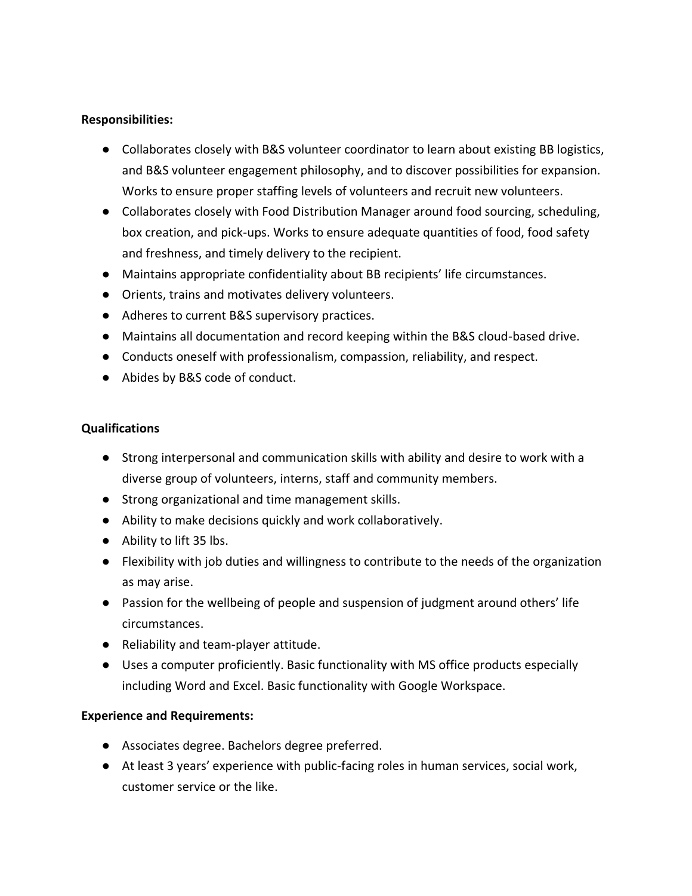**Responsibilities:**

- Collaborates closely with B&S volunteer coordinator to learn about existing BB logistics, and B&S volunteer engagement philosophy, and to discover possibilities for expansion. Works to ensure proper staffing levels of volunteers and recruit new volunteers.
- Collaborates closely with Food Distribution Manager around food sourcing, scheduling, box creation, and pick-ups. Works to ensure adequate quantities of food, food safety and freshness, and timely delivery to the recipient.
- Maintains appropriate confidentiality about BB recipients' life circumstances.
- Orients, trains and motivates delivery volunteers.
- Adheres to current B&S supervisory practices.
- Maintains all documentation and record keeping within the B&S cloud-based drive.
- Conducts oneself with professionalism, compassion, reliability, and respect.
- Abides by B&S code of conduct.

**Qualifications**

- Strong interpersonal and communication skills with ability and desire to work with a diverse group of volunteers, interns, staff and community members.
- Strong organizational and time management skills.
- Ability to make decisions quickly and work collaboratively.
- Ability to lift 35 lbs.
- Flexibility with job duties and willingness to contribute to the needs of the organization as may arise.
- Passion for the wellbeing of people and suspension of judgment around others' life circumstances.
- Reliability and team-player attitude.
- Uses a computer proficiently. Basic functionality with MS office products especially including Word and Excel. Basic functionality with Google Workspace.

**Experience and Requirements:**

- Associates degree. Bachelors degree preferred.
- At least 3 years' experience with public-facing roles in human services, social work, customer service or the like.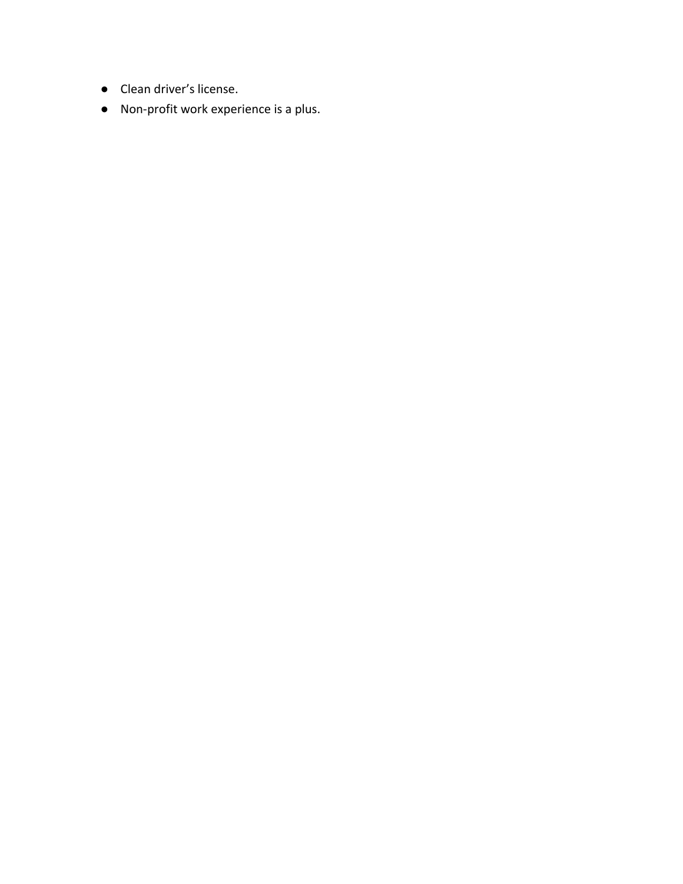- Clean driver's license.
- Non-profit work experience is a plus.